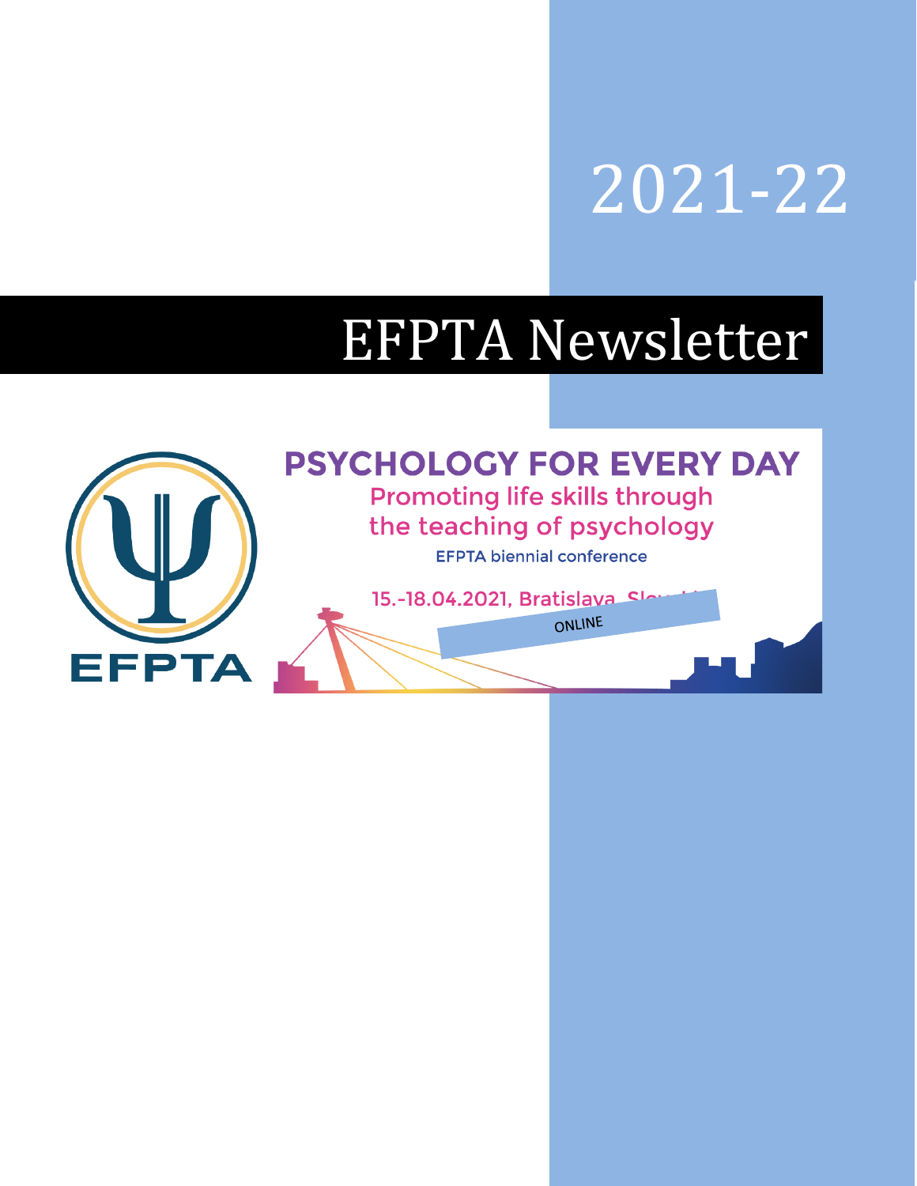# 2021-22

# EFPTA Newsletter

EFPTA

**PSYCHOLOGY FOR EVERY DAY**

Promoting life skills through the teaching of psychology

EFPTA biennial conference

15.-18.04.2021, Bratislava, Slovakia

ONLINE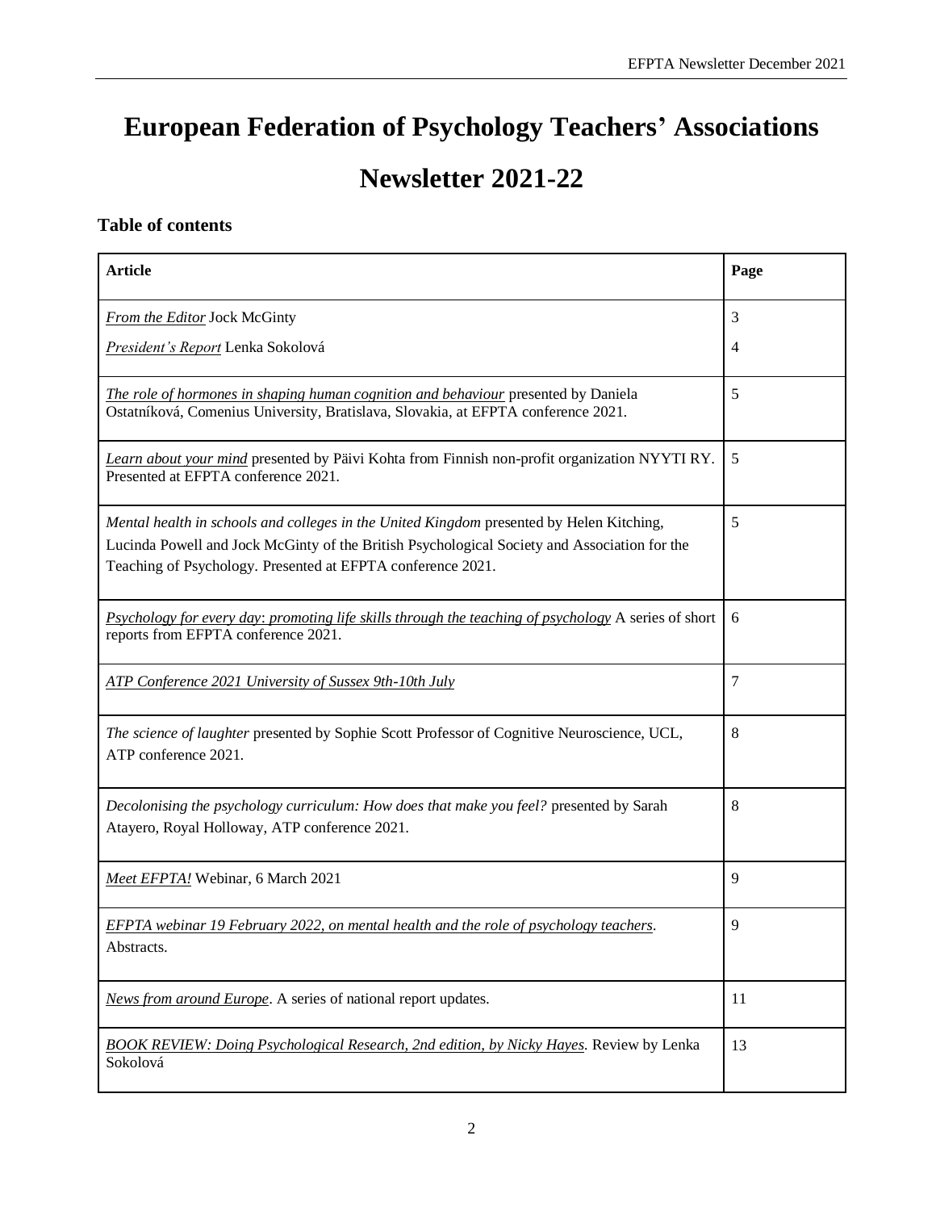# European Federation of Psychology Teachers' Associations

# Newsletter 2021-22

### Table of contents

| Article | Page |
|---|---|
| *From the Editor* Jock McGinty<br>*President's Report* Lenka Sokolová | 3<br>4 |
| *The role of hormones in shaping human cognition and behaviour* presented by Daniela Ostatníková, Comenius University, Bratislava, Slovakia, at EFPTA conference 2021. | 5 |
| *Learn about your mind* presented by Päivi Kohta from Finnish non-profit organization NYYTI RY. Presented at EFPTA conference 2021. | 5 |
| *Mental health in schools and colleges in the United Kingdom* presented by Helen Kitching, Lucinda Powell and Jock McGinty of the British Psychological Society and Association for the Teaching of Psychology. Presented at EFPTA conference 2021. | 5 |
| *Psychology for every day: promoting life skills through the teaching of psychology* A series of short reports from EFPTA conference 2021. | 6 |
| *ATP Conference 2021 University of Sussex 9th-10th July* | 7 |
| *The science of laughter* presented by Sophie Scott Professor of Cognitive Neuroscience, UCL, ATP conference 2021. | 8 |
| *Decolonising the psychology curriculum: How does that make you feel?* presented by Sarah Atayero, Royal Holloway, ATP conference 2021. | 8 |
| *Meet EFPTA!* Webinar, 6 March 2021 | 9 |
| *EFPTA webinar 19 February 2022, on mental health and the role of psychology teachers.* Abstracts. | 9 |
| *News from around Europe*. A series of national report updates. | 11 |
| *BOOK REVIEW: Doing Psychological Research, 2nd edition, by Nicky Hayes*. Review by Lenka Sokolová | 13 |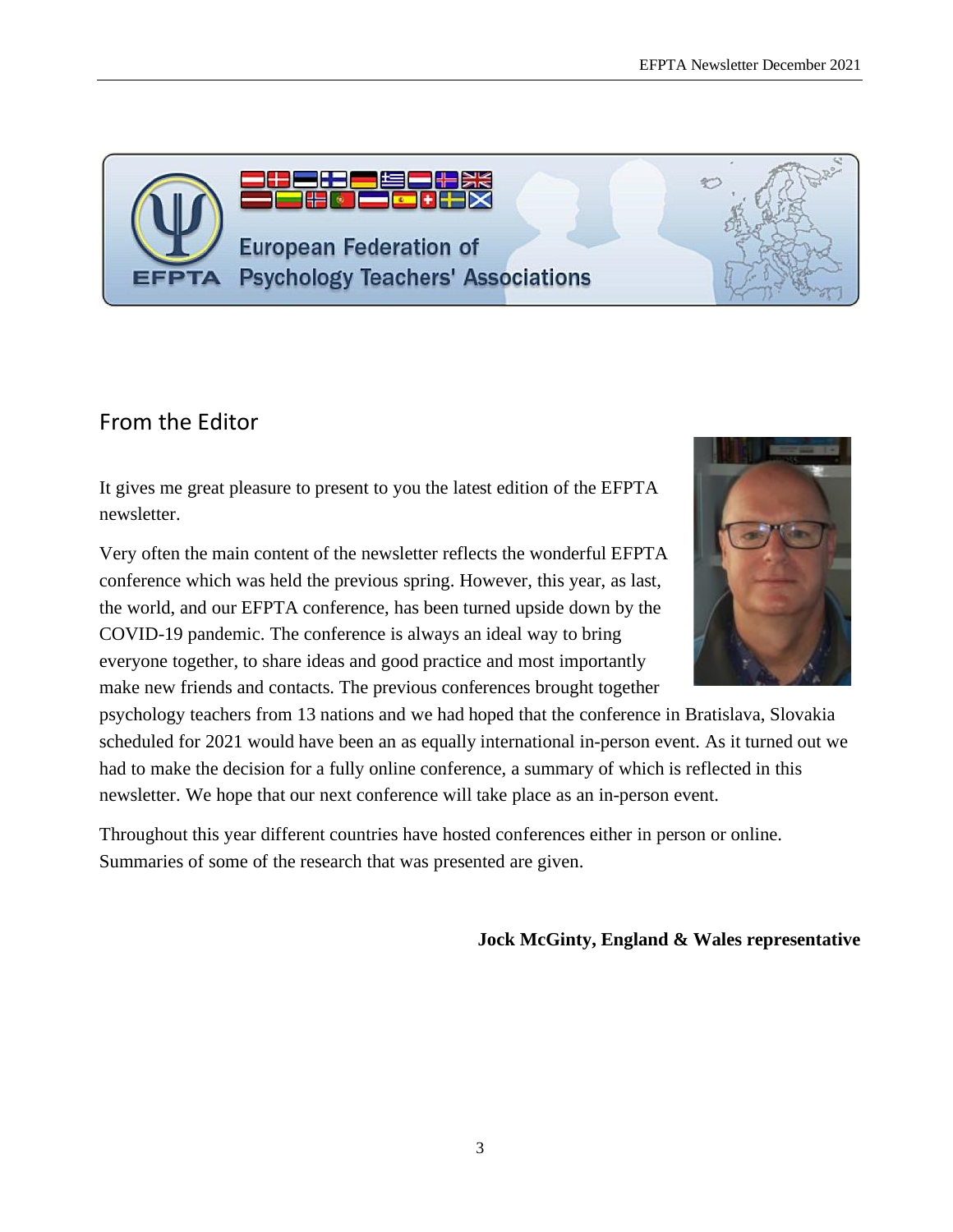European Federation of Psychology Teachers' Associations

EFPTA

## From the Editor

It gives me great pleasure to present to you the latest edition of the EFPTA newsletter.

Very often the main content of the newsletter reflects the wonderful EFPTA conference which was held the previous spring. However, this year, as last, the world, and our EFPTA conference, has been turned upside down by the COVID-19 pandemic. The conference is always an ideal way to bring everyone together, to share ideas and good practice and most importantly make new friends and contacts. The previous conferences brought together psychology teachers from 13 nations and we had hoped that the conference in Bratislava, Slovakia scheduled for 2021 would have been an as equally international in-person event. As it turned out we had to make the decision for a fully online conference, a summary of which is reflected in this newsletter. We hope that our next conference will take place as an in-person event.

Throughout this year different countries have hosted conferences either in person or online. Summaries of some of the research that was presented are given.

**Jock McGinty, England & Wales representative**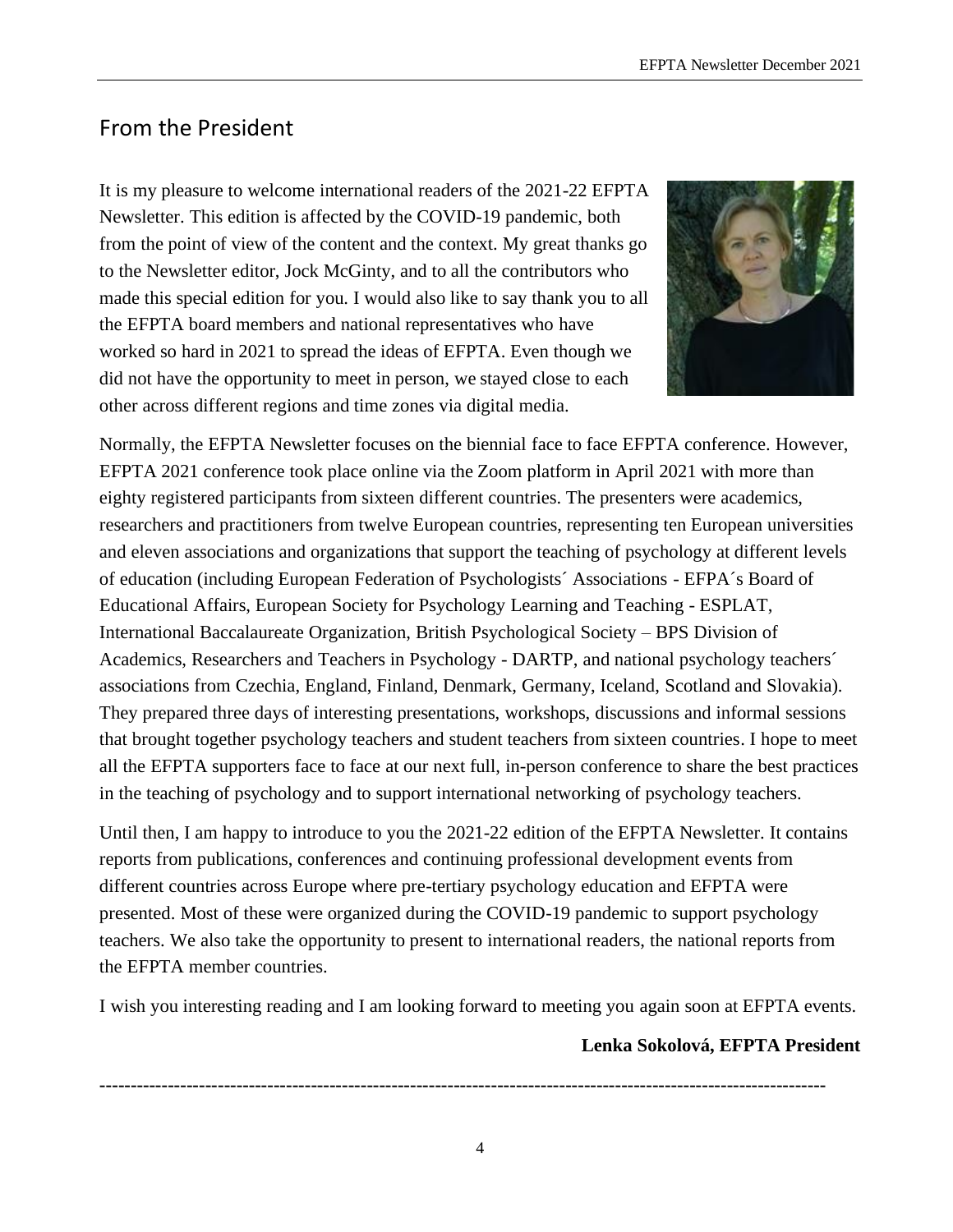## From the President

It is my pleasure to welcome international readers of the 2021-22 EFPTA Newsletter. This edition is affected by the COVID-19 pandemic, both from the point of view of the content and the context. My great thanks go to the Newsletter editor, Jock McGinty, and to all the contributors who made this special edition for you. I would also like to say thank you to all the EFPTA board members and national representatives who have worked so hard in 2021 to spread the ideas of EFPTA. Even though we did not have the opportunity to meet in person, we stayed close to each other across different regions and time zones via digital media.

Normally, the EFPTA Newsletter focuses on the biennial face to face EFPTA conference. However, EFPTA 2021 conference took place online via the Zoom platform in April 2021 with more than eighty registered participants from sixteen different countries. The presenters were academics, researchers and practitioners from twelve European countries, representing ten European universities and eleven associations and organizations that support the teaching of psychology at different levels of education (including European Federation of Psychologists´ Associations - EFPA´s Board of Educational Affairs, European Society for Psychology Learning and Teaching - ESPLAT, International Baccalaureate Organization, British Psychological Society – BPS Division of Academics, Researchers and Teachers in Psychology - DARTP, and national psychology teachers´ associations from Czechia, England, Finland, Denmark, Germany, Iceland, Scotland and Slovakia). They prepared three days of interesting presentations, workshops, discussions and informal sessions that brought together psychology teachers and student teachers from sixteen countries. I hope to meet all the EFPTA supporters face to face at our next full, in-person conference to share the best practices in the teaching of psychology and to support international networking of psychology teachers.

Until then, I am happy to introduce to you the 2021-22 edition of the EFPTA Newsletter. It contains reports from publications, conferences and continuing professional development events from different countries across Europe where pre-tertiary psychology education and EFPTA were presented. Most of these were organized during the COVID-19 pandemic to support psychology teachers. We also take the opportunity to present to international readers, the national reports from the EFPTA member countries.

I wish you interesting reading and I am looking forward to meeting you again soon at EFPTA events.

**Lenka Sokolová, EFPTA President**

---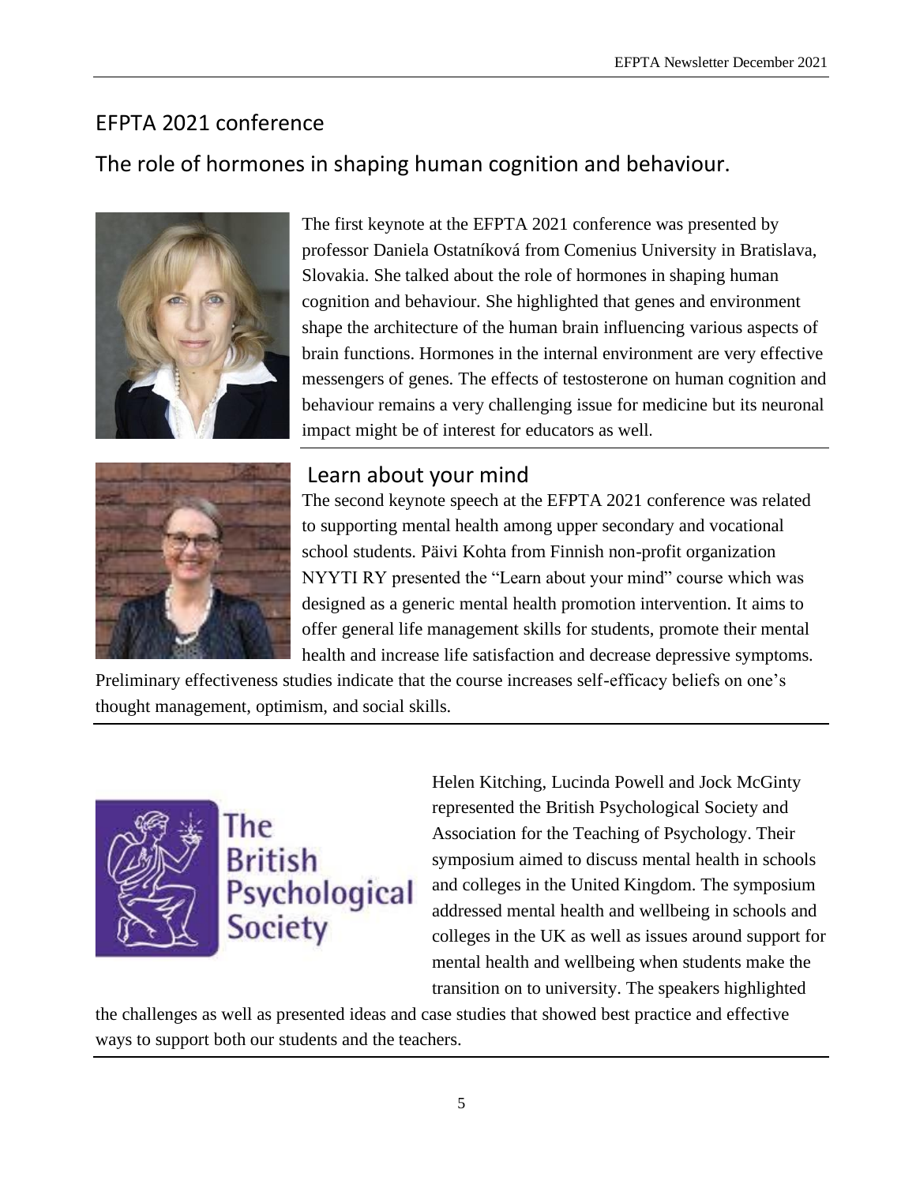## EFPTA 2021 conference

## The role of hormones in shaping human cognition and behaviour.

The first keynote at the EFPTA 2021 conference was presented by professor Daniela Ostatníková from Comenius University in Bratislava, Slovakia. She talked about the role of hormones in shaping human cognition and behaviour. She highlighted that genes and environment shape the architecture of the human brain influencing various aspects of brain functions. Hormones in the internal environment are very effective messengers of genes. The effects of testosterone on human cognition and behaviour remains a very challenging issue for medicine but its neuronal impact might be of interest for educators as well.

## Learn about your mind

The second keynote speech at the EFPTA 2021 conference was related to supporting mental health among upper secondary and vocational school students. Päivi Kohta from Finnish non-profit organization NYYTI RY presented the "Learn about your mind" course which was designed as a generic mental health promotion intervention. It aims to offer general life management skills for students, promote their mental health and increase life satisfaction and decrease depressive symptoms. Preliminary effectiveness studies indicate that the course increases self-efficacy beliefs on one's thought management, optimism, and social skills.

The British Psychological Society

Helen Kitching, Lucinda Powell and Jock McGinty represented the British Psychological Society and Association for the Teaching of Psychology. Their symposium aimed to discuss mental health in schools and colleges in the United Kingdom. The symposium addressed mental health and wellbeing in schools and colleges in the UK as well as issues around support for mental health and wellbeing when students make the transition on to university. The speakers highlighted the challenges as well as presented ideas and case studies that showed best practice and effective ways to support both our students and the teachers.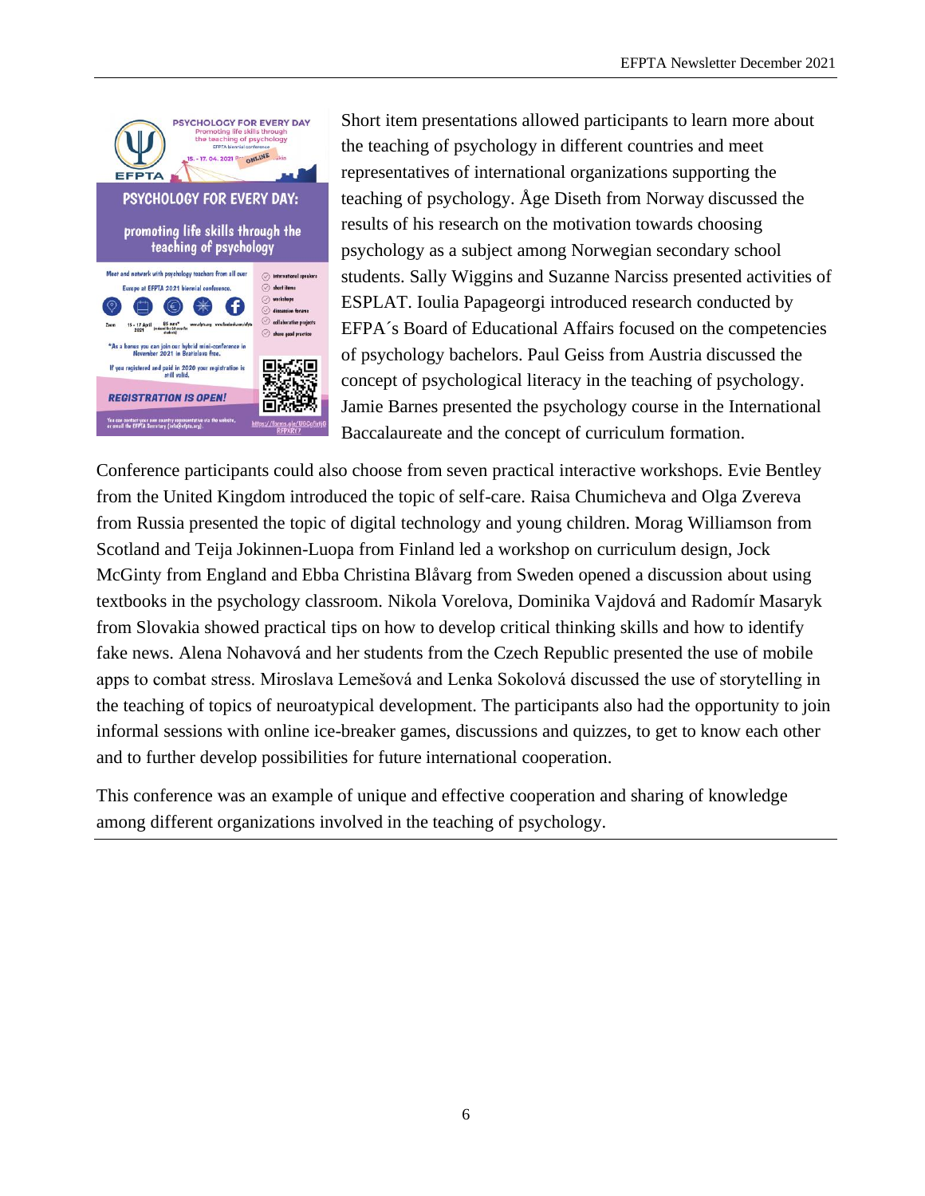Short item presentations allowed participants to learn more about the teaching of psychology in different countries and meet representatives of international organizations supporting the teaching of psychology. Åge Diseth from Norway discussed the results of his research on the motivation towards choosing psychology as a subject among Norwegian secondary school students. Sally Wiggins and Suzanne Narciss presented activities of ESPLAT. Ioulia Papageorgi introduced research conducted by EFPA´s Board of Educational Affairs focused on the competencies of psychology bachelors. Paul Geiss from Austria discussed the concept of psychological literacy in the teaching of psychology. Jamie Barnes presented the psychology course in the International Baccalaureate and the concept of curriculum formation.

Conference participants could also choose from seven practical interactive workshops. Evie Bentley from the United Kingdom introduced the topic of self-care. Raisa Chumicheva and Olga Zvereva from Russia presented the topic of digital technology and young children. Morag Williamson from Scotland and Teija Jokinnen-Luopa from Finland led a workshop on curriculum design, Jock McGinty from England and Ebba Christina Blåvarg from Sweden opened a discussion about using textbooks in the psychology classroom. Nikola Vorelova, Dominika Vajdová and Radomír Masaryk from Slovakia showed practical tips on how to develop critical thinking skills and how to identify fake news. Alena Nohavová and her students from the Czech Republic presented the use of mobile apps to combat stress. Miroslava Lemešová and Lenka Sokolová discussed the use of storytelling in the teaching of topics of neuroatypical development. The participants also had the opportunity to join informal sessions with online ice-breaker games, discussions and quizzes, to get to know each other and to further develop possibilities for future international cooperation.

This conference was an example of unique and effective cooperation and sharing of knowledge among different organizations involved in the teaching of psychology.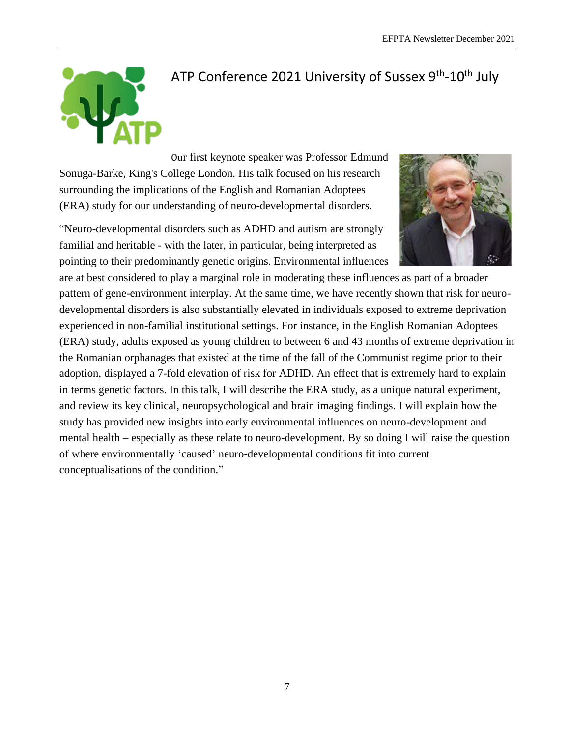# ATP Conference 2021 University of Sussex 9th-10th July

Our first keynote speaker was Professor Edmund Sonuga-Barke, King's College London. His talk focused on his research surrounding the implications of the English and Romanian Adoptees (ERA) study for our understanding of neuro-developmental disorders.

"Neuro-developmental disorders such as ADHD and autism are strongly familial and heritable - with the later, in particular, being interpreted as pointing to their predominantly genetic origins. Environmental influences are at best considered to play a marginal role in moderating these influences as part of a broader pattern of gene-environment interplay. At the same time, we have recently shown that risk for neuro-developmental disorders is also substantially elevated in individuals exposed to extreme deprivation experienced in non-familial institutional settings. For instance, in the English Romanian Adoptees (ERA) study, adults exposed as young children to between 6 and 43 months of extreme deprivation in the Romanian orphanages that existed at the time of the fall of the Communist regime prior to their adoption, displayed a 7-fold elevation of risk for ADHD. An effect that is extremely hard to explain in terms genetic factors. In this talk, I will describe the ERA study, as a unique natural experiment, and review its key clinical, neuropsychological and brain imaging findings. I will explain how the study has provided new insights into early environmental influences on neuro-development and mental health – especially as these relate to neuro-development. By so doing I will raise the question of where environmentally 'caused' neuro-developmental conditions fit into current conceptualisations of the condition."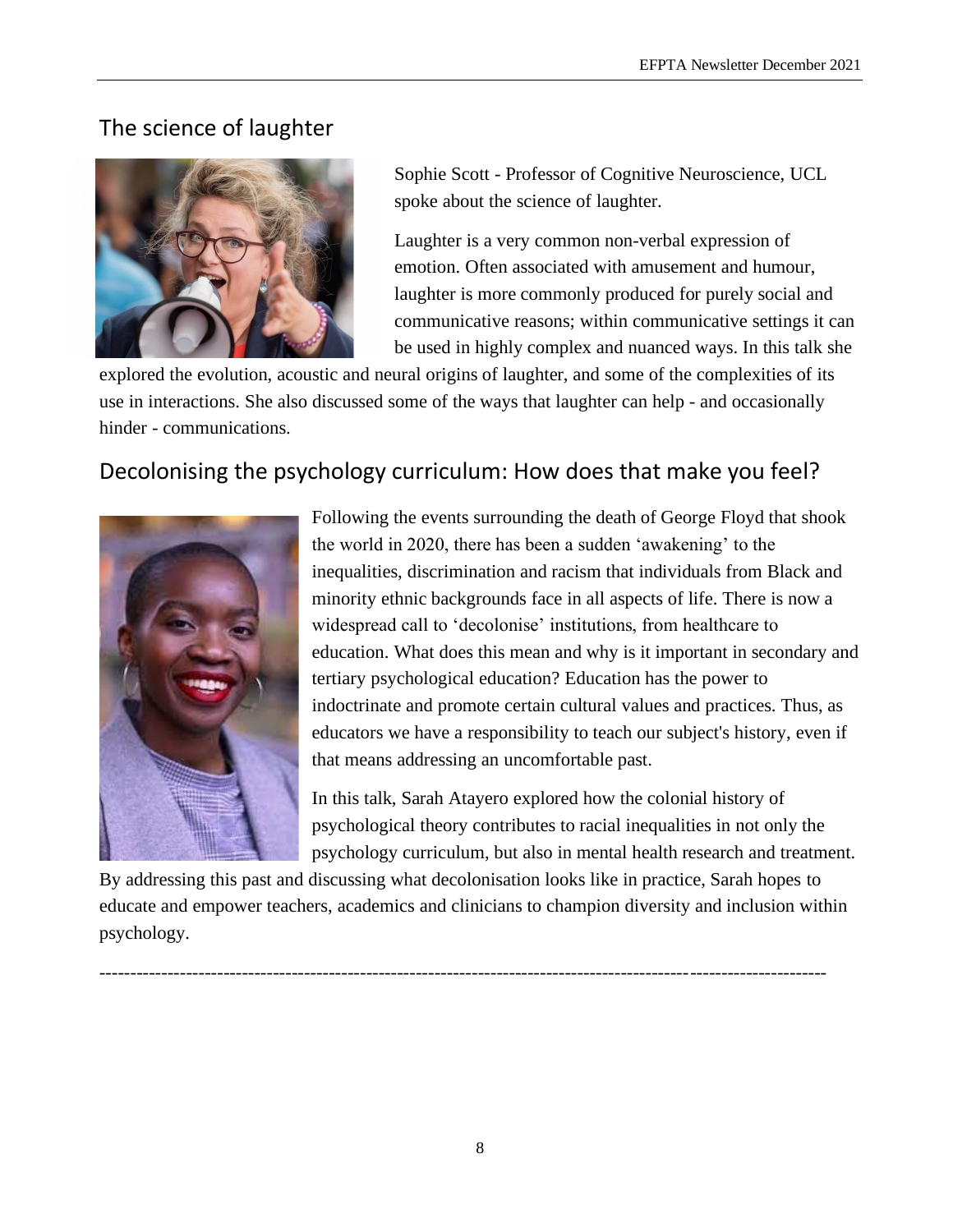## The science of laughter

Sophie Scott - Professor of Cognitive Neuroscience, UCL spoke about the science of laughter.

Laughter is a very common non-verbal expression of emotion. Often associated with amusement and humour, laughter is more commonly produced for purely social and communicative reasons; within communicative settings it can be used in highly complex and nuanced ways. In this talk she explored the evolution, acoustic and neural origins of laughter, and some of the complexities of its use in interactions. She also discussed some of the ways that laughter can help - and occasionally hinder - communications.

## Decolonising the psychology curriculum: How does that make you feel?

Following the events surrounding the death of George Floyd that shook the world in 2020, there has been a sudden 'awakening' to the inequalities, discrimination and racism that individuals from Black and minority ethnic backgrounds face in all aspects of life. There is now a widespread call to 'decolonise' institutions, from healthcare to education. What does this mean and why is it important in secondary and tertiary psychological education? Education has the power to indoctrinate and promote certain cultural values and practices. Thus, as educators we have a responsibility to teach our subject's history, even if that means addressing an uncomfortable past.

In this talk, Sarah Atayero explored how the colonial history of psychological theory contributes to racial inequalities in not only the psychology curriculum, but also in mental health research and treatment. By addressing this past and discussing what decolonisation looks like in practice, Sarah hopes to educate and empower teachers, academics and clinicians to champion diversity and inclusion within psychology.

---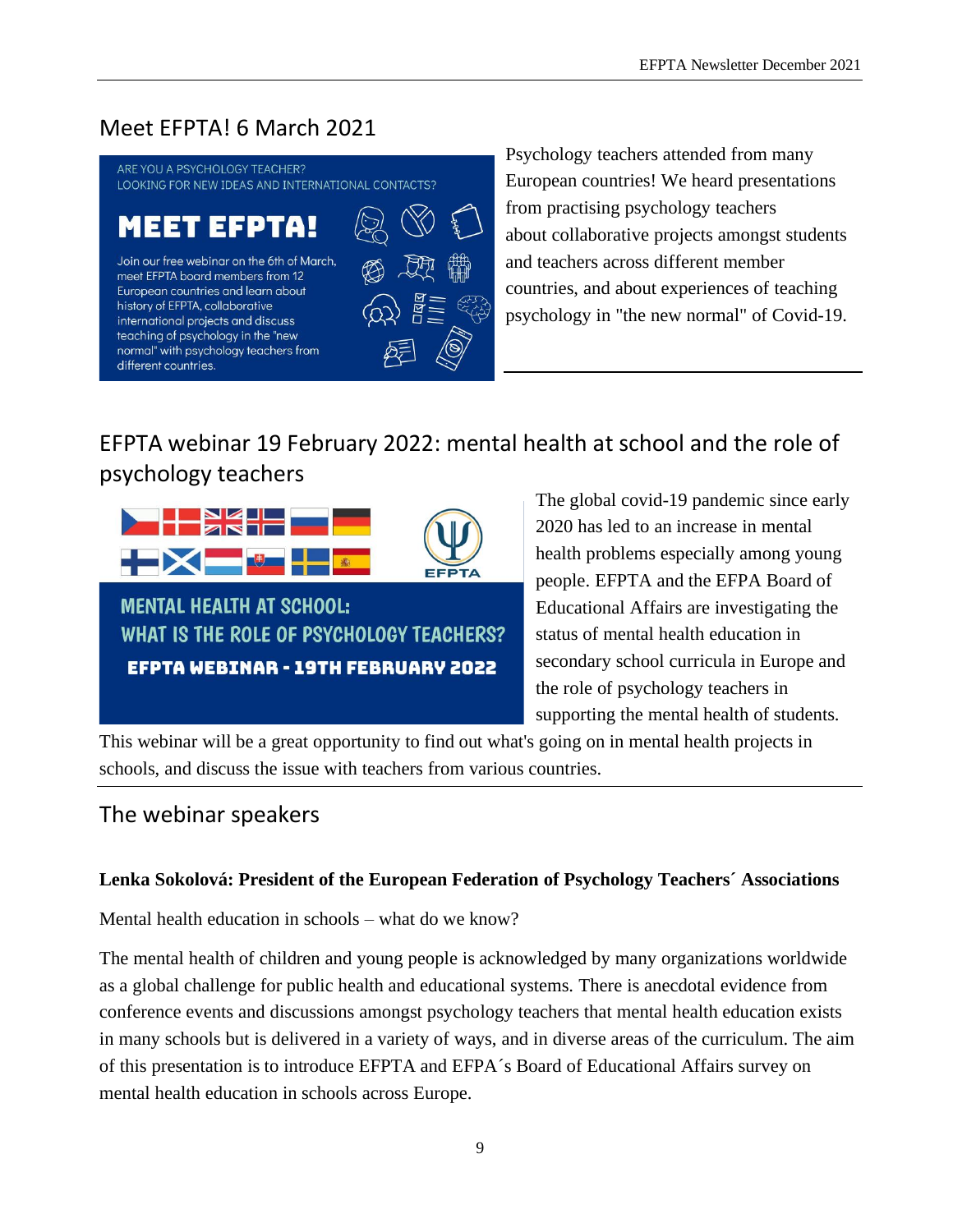## Meet EFPTA! 6 March 2021

ARE YOU A PSYCHOLOGY TEACHER?
LOOKING FOR NEW IDEAS AND INTERNATIONAL CONTACTS?

**MEET EFPTA!**

Join our free webinar on the 6th of March, meet EFPTA board members from 12 European countries and learn about history of EFPTA, collaborative international projects and discuss teaching of psychology in the "new normal" with psychology teachers from different countries.

Psychology teachers attended from many European countries! We heard presentations from practising psychology teachers about collaborative projects amongst students and teachers across different member countries, and about experiences of teaching psychology in "the new normal" of Covid-19.

## EFPTA webinar 19 February 2022: mental health at school and the role of psychology teachers

EFPTA

**MENTAL HEALTH AT SCHOOL: WHAT IS THE ROLE OF PSYCHOLOGY TEACHERS?**

**EFPTA WEBINAR - 19TH FEBRUARY 2022**

The global covid-19 pandemic since early 2020 has led to an increase in mental health problems especially among young people. EFPTA and the EFPA Board of Educational Affairs are investigating the status of mental health education in secondary school curricula in Europe and the role of psychology teachers in supporting the mental health of students. This webinar will be a great opportunity to find out what's going on in mental health projects in schools, and discuss the issue with teachers from various countries.

## The webinar speakers

**Lenka Sokolová: President of the European Federation of Psychology Teachers´ Associations**

Mental health education in schools – what do we know?

The mental health of children and young people is acknowledged by many organizations worldwide as a global challenge for public health and educational systems. There is anecdotal evidence from conference events and discussions amongst psychology teachers that mental health education exists in many schools but is delivered in a variety of ways, and in diverse areas of the curriculum. The aim of this presentation is to introduce EFPTA and EFPA´s Board of Educational Affairs survey on mental health education in schools across Europe.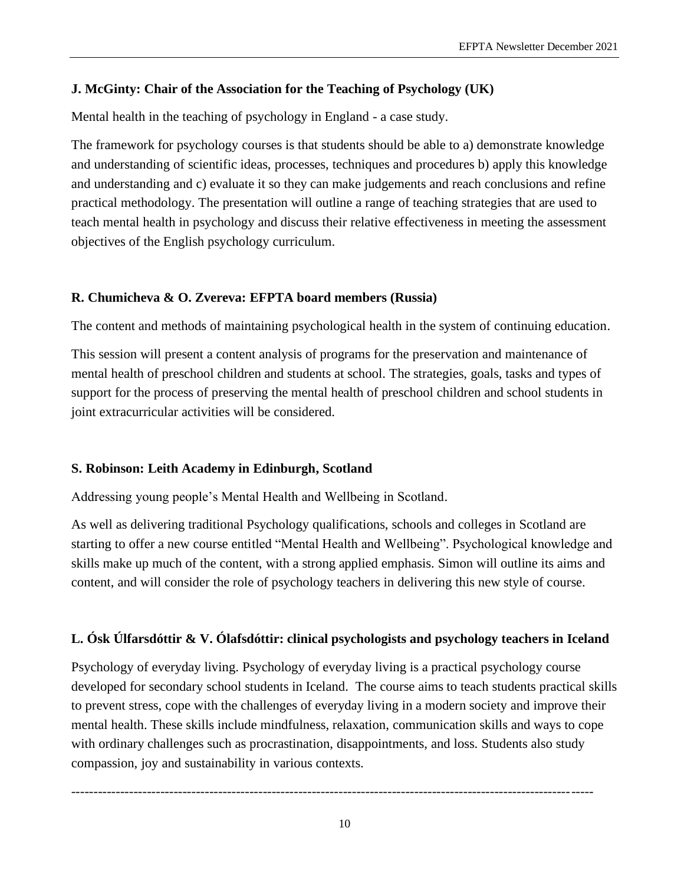**J. McGinty: Chair of the Association for the Teaching of Psychology (UK)**

Mental health in the teaching of psychology in England - a case study.

The framework for psychology courses is that students should be able to a) demonstrate knowledge and understanding of scientific ideas, processes, techniques and procedures b) apply this knowledge and understanding and c) evaluate it so they can make judgements and reach conclusions and refine practical methodology. The presentation will outline a range of teaching strategies that are used to teach mental health in psychology and discuss their relative effectiveness in meeting the assessment objectives of the English psychology curriculum.

**R. Chumicheva & O. Zvereva: EFPTA board members (Russia)**

The content and methods of maintaining psychological health in the system of continuing education.

This session will present a content analysis of programs for the preservation and maintenance of mental health of preschool children and students at school. The strategies, goals, tasks and types of support for the process of preserving the mental health of preschool children and school students in joint extracurricular activities will be considered.

**S. Robinson: Leith Academy in Edinburgh, Scotland**

Addressing young people's Mental Health and Wellbeing in Scotland.

As well as delivering traditional Psychology qualifications, schools and colleges in Scotland are starting to offer a new course entitled "Mental Health and Wellbeing". Psychological knowledge and skills make up much of the content, with a strong applied emphasis. Simon will outline its aims and content, and will consider the role of psychology teachers in delivering this new style of course.

**L. Ósk Úlfarsdóttir & V. Ólafsdóttir: clinical psychologists and psychology teachers in Iceland**

Psychology of everyday living. Psychology of everyday living is a practical psychology course developed for secondary school students in Iceland. The course aims to teach students practical skills to prevent stress, cope with the challenges of everyday living in a modern society and improve their mental health. These skills include mindfulness, relaxation, communication skills and ways to cope with ordinary challenges such as procrastination, disappointments, and loss. Students also study compassion, joy and sustainability in various contexts.

---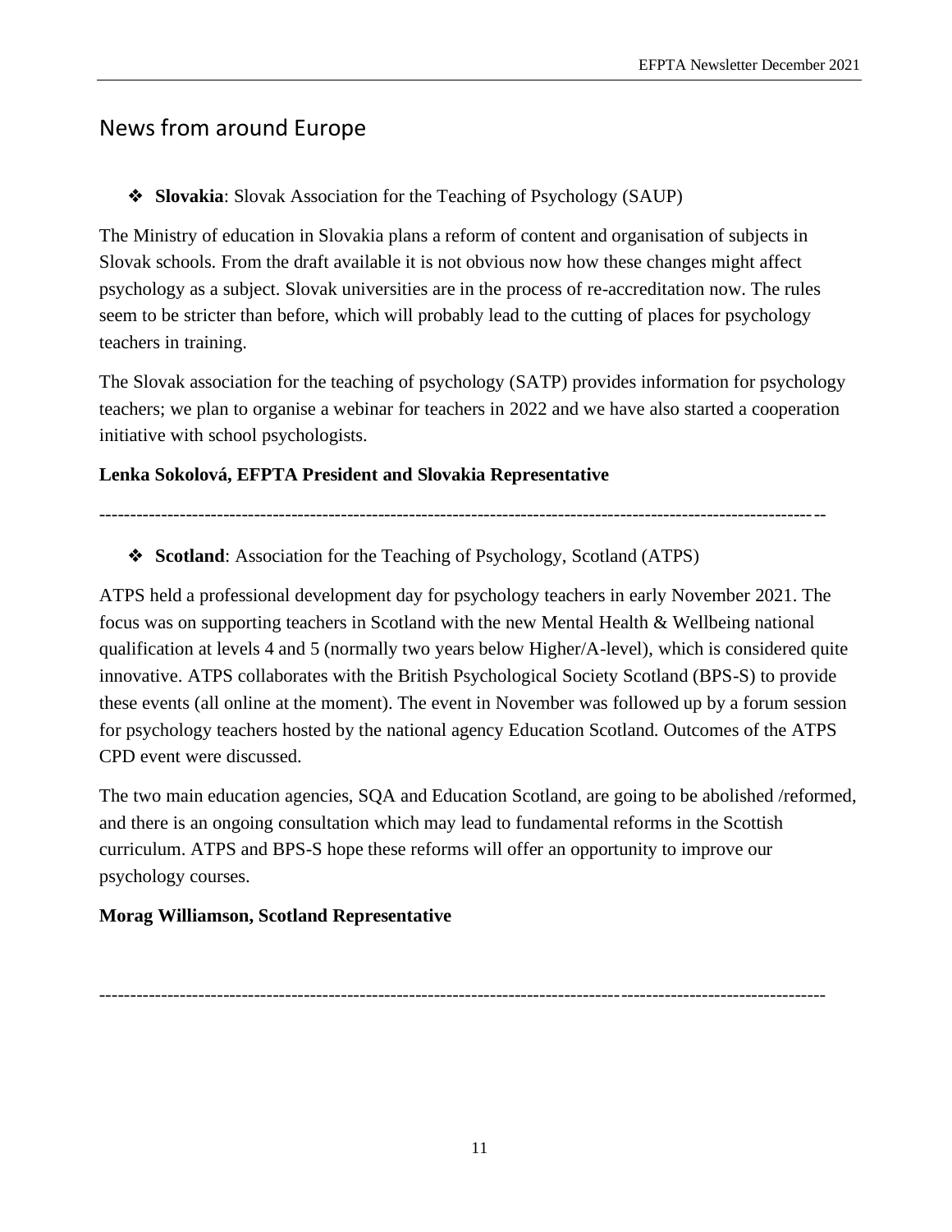## News from around Europe

- **Slovakia**: Slovak Association for the Teaching of Psychology (SAUP)

The Ministry of education in Slovakia plans a reform of content and organisation of subjects in Slovak schools. From the draft available it is not obvious now how these changes might affect psychology as a subject. Slovak universities are in the process of re-accreditation now. The rules seem to be stricter than before, which will probably lead to the cutting of places for psychology teachers in training.

The Slovak association for the teaching of psychology (SATP) provides information for psychology teachers; we plan to organise a webinar for teachers in 2022 and we have also started a cooperation initiative with school psychologists.

**Lenka Sokolová, EFPTA President and Slovakia Representative**

---

- **Scotland**: Association for the Teaching of Psychology, Scotland (ATPS)

ATPS held a professional development day for psychology teachers in early November 2021. The focus was on supporting teachers in Scotland with the new Mental Health & Wellbeing national qualification at levels 4 and 5 (normally two years below Higher/A-level), which is considered quite innovative. ATPS collaborates with the British Psychological Society Scotland (BPS-S) to provide these events (all online at the moment). The event in November was followed up by a forum session for psychology teachers hosted by the national agency Education Scotland. Outcomes of the ATPS CPD event were discussed.

The two main education agencies, SQA and Education Scotland, are going to be abolished /reformed, and there is an ongoing consultation which may lead to fundamental reforms in the Scottish curriculum. ATPS and BPS-S hope these reforms will offer an opportunity to improve our psychology courses.

**Morag Williamson, Scotland Representative**

---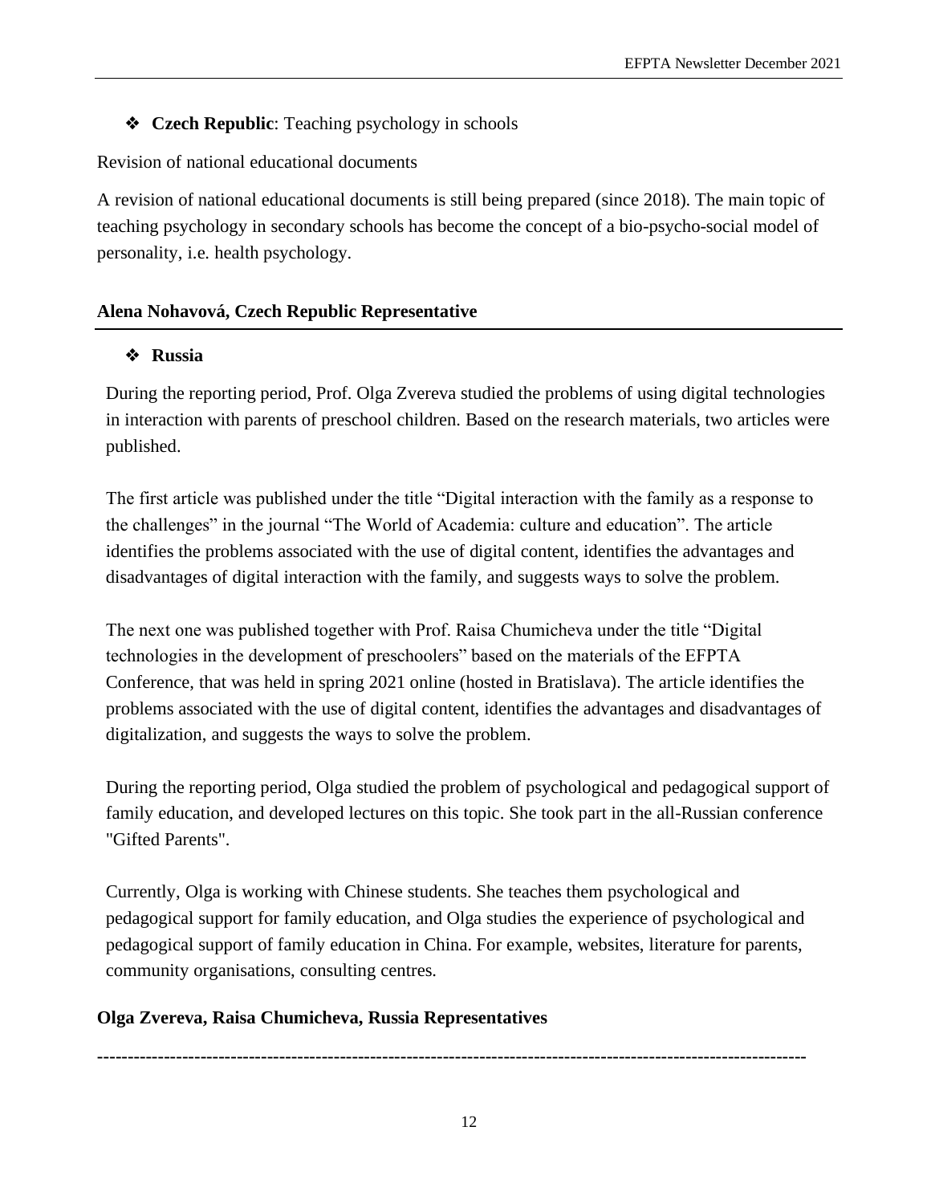- **Czech Republic**: Teaching psychology in schools

Revision of national educational documents

A revision of national educational documents is still being prepared (since 2018). The main topic of teaching psychology in secondary schools has become the concept of a bio-psycho-social model of personality, i.e. health psychology.

**Alena Nohavová, Czech Republic Representative**

---

- **Russia**

During the reporting period, Prof. Olga Zvereva studied the problems of using digital technologies in interaction with parents of preschool children. Based on the research materials, two articles were published.

The first article was published under the title "Digital interaction with the family as a response to the challenges" in the journal "The World of Academia: culture and education". The article identifies the problems associated with the use of digital content, identifies the advantages and disadvantages of digital interaction with the family, and suggests ways to solve the problem.

The next one was published together with Prof. Raisa Chumicheva under the title "Digital technologies in the development of preschoolers" based on the materials of the EFPTA Conference, that was held in spring 2021 online (hosted in Bratislava). The article identifies the problems associated with the use of digital content, identifies the advantages and disadvantages of digitalization, and suggests the ways to solve the problem.

During the reporting period, Olga studied the problem of psychological and pedagogical support of family education, and developed lectures on this topic. She took part in the all-Russian conference "Gifted Parents".

Currently, Olga is working with Chinese students. She teaches them psychological and pedagogical support for family education, and Olga studies the experience of psychological and pedagogical support of family education in China. For example, websites, literature for parents, community organisations, consulting centres.

**Olga Zvereva, Raisa Chumicheva, Russia Representatives**

---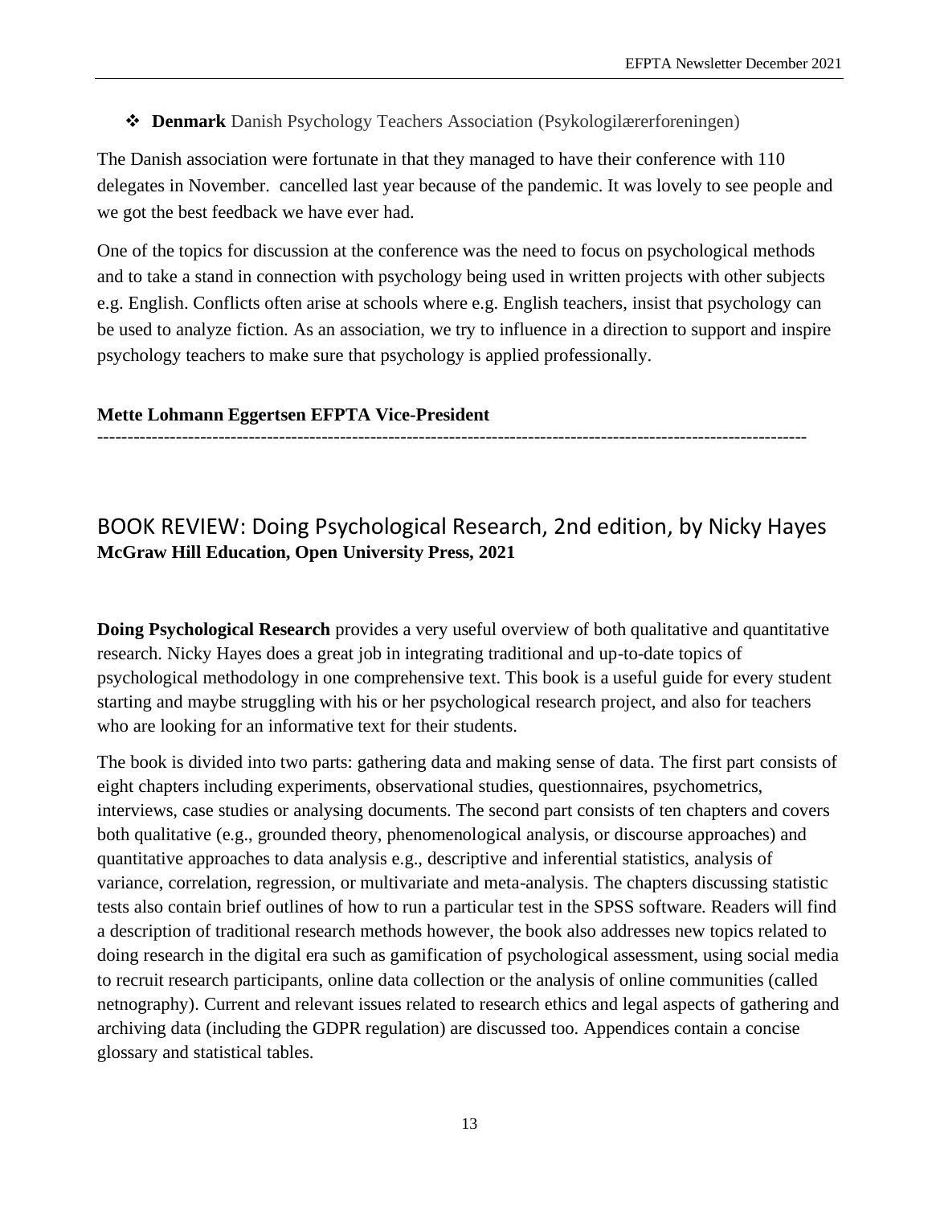- **Denmark** Danish Psychology Teachers Association (Psykologilærerforeningen)

The Danish association were fortunate in that they managed to have their conference with 110 delegates in November.  cancelled last year because of the pandemic. It was lovely to see people and we got the best feedback we have ever had.

One of the topics for discussion at the conference was the need to focus on psychological methods and to take a stand in connection with psychology being used in written projects with other subjects e.g. English. Conflicts often arise at schools where e.g. English teachers, insist that psychology can be used to analyze fiction. As an association, we try to influence in a direction to support and inspire psychology teachers to make sure that psychology is applied professionally.

**Mette Lohmann Eggertsen EFPTA Vice-President**

---

## BOOK REVIEW: Doing Psychological Research, 2nd edition, by Nicky Hayes

**McGraw Hill Education, Open University Press, 2021**

**Doing Psychological Research** provides a very useful overview of both qualitative and quantitative research. Nicky Hayes does a great job in integrating traditional and up-to-date topics of psychological methodology in one comprehensive text. This book is a useful guide for every student starting and maybe struggling with his or her psychological research project, and also for teachers who are looking for an informative text for their students.

The book is divided into two parts: gathering data and making sense of data. The first part consists of eight chapters including experiments, observational studies, questionnaires, psychometrics, interviews, case studies or analysing documents. The second part consists of ten chapters and covers both qualitative (e.g., grounded theory, phenomenological analysis, or discourse approaches) and quantitative approaches to data analysis e.g., descriptive and inferential statistics, analysis of variance, correlation, regression, or multivariate and meta-analysis. The chapters discussing statistic tests also contain brief outlines of how to run a particular test in the SPSS software. Readers will find a description of traditional research methods however, the book also addresses new topics related to doing research in the digital era such as gamification of psychological assessment, using social media to recruit research participants, online data collection or the analysis of online communities (called netnography). Current and relevant issues related to research ethics and legal aspects of gathering and archiving data (including the GDPR regulation) are discussed too. Appendices contain a concise glossary and statistical tables.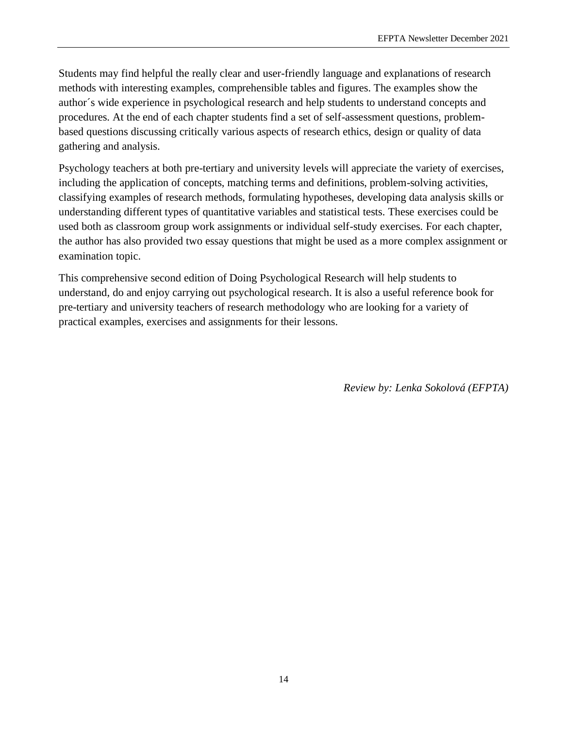Students may find helpful the really clear and user-friendly language and explanations of research methods with interesting examples, comprehensible tables and figures. The examples show the author´s wide experience in psychological research and help students to understand concepts and procedures. At the end of each chapter students find a set of self-assessment questions, problem-based questions discussing critically various aspects of research ethics, design or quality of data gathering and analysis.

Psychology teachers at both pre-tertiary and university levels will appreciate the variety of exercises, including the application of concepts, matching terms and definitions, problem-solving activities, classifying examples of research methods, formulating hypotheses, developing data analysis skills or understanding different types of quantitative variables and statistical tests. These exercises could be used both as classroom group work assignments or individual self-study exercises. For each chapter, the author has also provided two essay questions that might be used as a more complex assignment or examination topic.

This comprehensive second edition of Doing Psychological Research will help students to understand, do and enjoy carrying out psychological research. It is also a useful reference book for pre-tertiary and university teachers of research methodology who are looking for a variety of practical examples, exercises and assignments for their lessons.

*Review by: Lenka Sokolová (EFPTA)*